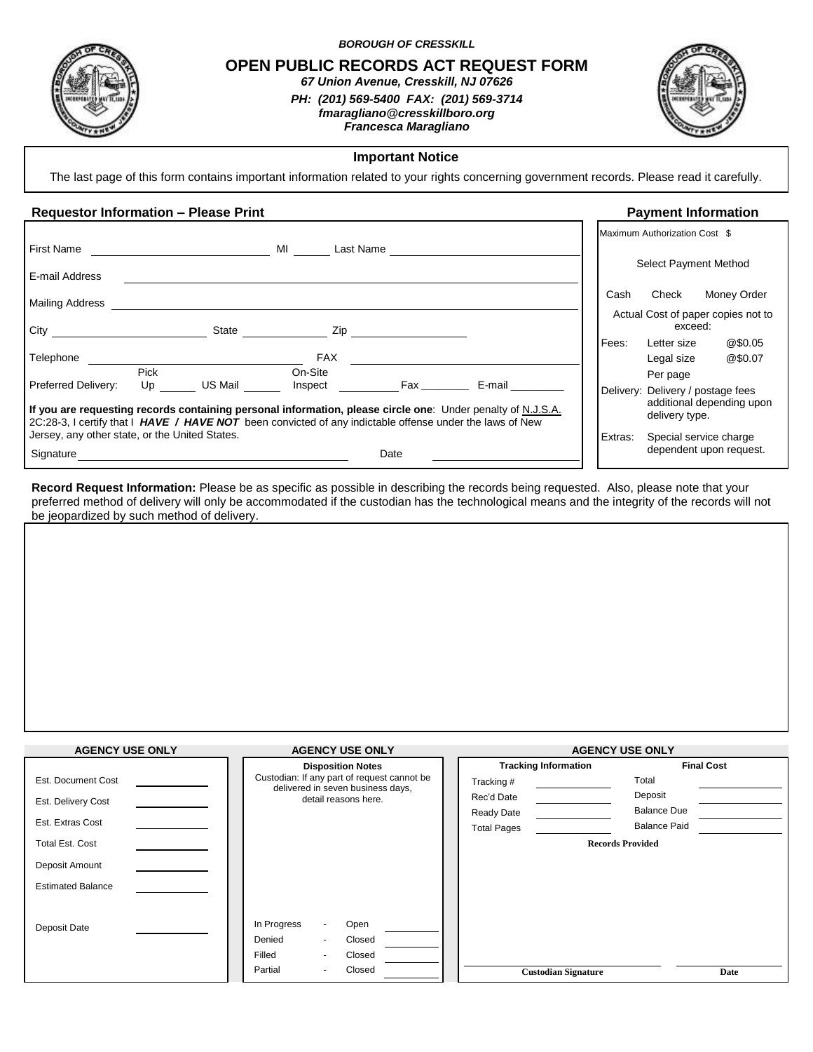***BOROUGH OF CRESSKILL***

# OPEN PUBLIC RECORDS ACT REQUEST FORM

***67 Union Avenue, Cresskill, NJ 07626***

***PH: (201) 569-5400 FAX: (201) 569-3714***

***fmaragliano@cresskillboro.org***

***Francesca Maragliano***

## Important Notice

The last page of this form contains important information related to your rights concerning government records. Please read it carefully.

## Requestor Information – Please Print

First Name \_\_\_\_\_\_\_\_\_\_\_\_ MI \_\_\_\_ Last Name \_\_\_\_\_\_\_\_\_\_\_\_

E-mail Address \_\_\_\_\_\_\_\_\_\_\_\_

Mailing Address \_\_\_\_\_\_\_\_\_\_\_\_

City \_\_\_\_\_\_\_\_\_\_\_\_ State \_\_\_\_\_\_ Zip \_\_\_\_\_\_

Telephone \_\_\_\_\_\_\_\_\_\_\_\_ FAX \_\_\_\_\_\_\_\_\_\_\_\_

Preferred Delivery: Pick Up \_\_\_\_ US Mail \_\_\_\_ On-Site Inspect \_\_\_\_ Fax \_\_\_\_ E-mail \_\_\_\_

**If you are requesting records containing personal information, please circle one**: Under penalty of N.J.S.A. 2C:28-3, I certify that I ***HAVE / HAVE NOT*** been convicted of any indictable offense under the laws of New Jersey, any other state, or the United States.

Signature \_\_\_\_\_\_\_\_\_\_\_\_ Date \_\_\_\_\_\_\_\_\_\_\_\_

## Payment Information

Maximum Authorization Cost $

Select Payment Method

Cash Check Money Order

Actual Cost of paper copies not to exceed:

| | | |
|---|---|---|
| Fees: | Letter size | @$0.05 |
| | Legal size | @$0.07 |
| | Per page | |
| Delivery: | Delivery / postage fees additional depending upon delivery type. | |
| Extras: | Special service charge dependent upon request. | |

**Record Request Information:** Please be as specific as possible in describing the records being requested. Also, please note that your preferred method of delivery will only be accommodated if the custodian has the technological means and the integrity of the records will not be jeopardized by such method of delivery.

---

### AGENCY USE ONLY

Est. Document Cost \_\_\_\_\_\_

Est. Delivery Cost \_\_\_\_\_\_

Est. Extras Cost \_\_\_\_\_\_

Total Est. Cost \_\_\_\_\_\_

Deposit Amount \_\_\_\_\_\_

Estimated Balance \_\_\_\_\_\_

Deposit Date \_\_\_\_\_\_

### AGENCY USE ONLY

**Disposition Notes**

Custodian: If any part of request cannot be delivered in seven business days, detail reasons here.

| | | | |
|---|---|---|---|
| In Progress | - | Open | |
| Denied | - | Closed | |
| Filled | - | Closed | |
| Partial | - | Closed | |

### AGENCY USE ONLY

**Tracking Information**

Tracking # \_\_\_\_\_\_

Rec'd Date \_\_\_\_\_\_

Ready Date \_\_\_\_\_\_

Total Pages \_\_\_\_\_\_

**Final Cost**

Total \_\_\_\_\_\_

Deposit \_\_\_\_\_\_

Balance Due \_\_\_\_\_\_

Balance Paid \_\_\_\_\_\_

**Records Provided**

**Custodian Signature** \_\_\_\_\_\_\_\_\_\_\_\_ **Date** \_\_\_\_\_\_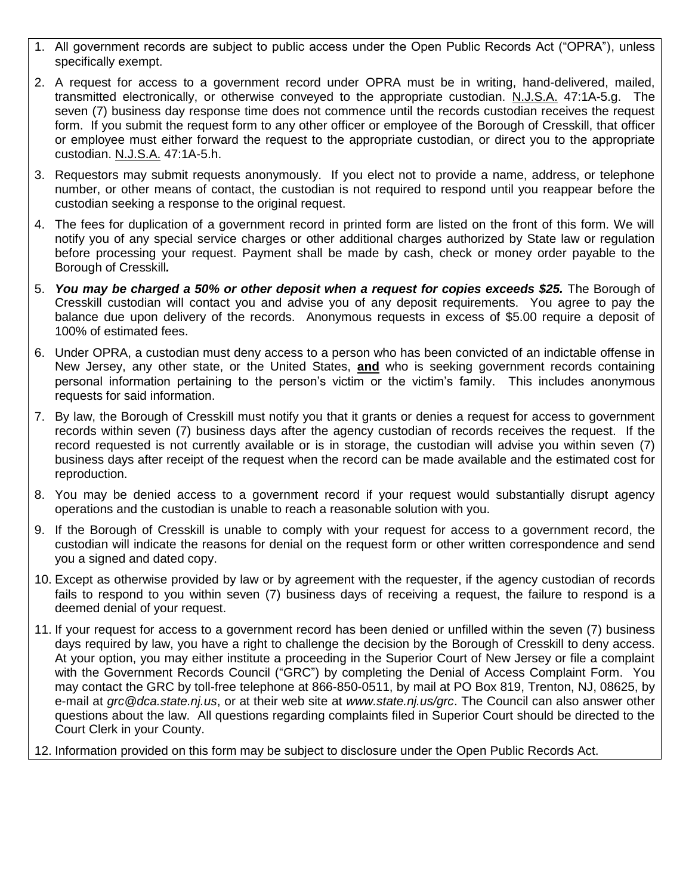1. All government records are subject to public access under the Open Public Records Act ("OPRA"), unless specifically exempt.
2. A request for access to a government record under OPRA must be in writing, hand-delivered, mailed, transmitted electronically, or otherwise conveyed to the appropriate custodian. N.J.S.A. 47:1A-5.g. The seven (7) business day response time does not commence until the records custodian receives the request form. If you submit the request form to any other officer or employee of the Borough of Cresskill, that officer or employee must either forward the request to the appropriate custodian, or direct you to the appropriate custodian. N.J.S.A. 47:1A-5.h.
3. Requestors may submit requests anonymously. If you elect not to provide a name, address, or telephone number, or other means of contact, the custodian is not required to respond until you reappear before the custodian seeking a response to the original request.
4. The fees for duplication of a government record in printed form are listed on the front of this form. We will notify you of any special service charges or other additional charges authorized by State law or regulation before processing your request. Payment shall be made by cash, check or money order payable to the Borough of Cresskill*.*
5. ***You may be charged a 50% or other deposit when a request for copies exceeds $25.*** The Borough of Cresskill custodian will contact you and advise you of any deposit requirements. You agree to pay the balance due upon delivery of the records. Anonymous requests in excess of $5.00 require a deposit of 100% of estimated fees.
6. Under OPRA, a custodian must deny access to a person who has been convicted of an indictable offense in New Jersey, any other state, or the United States, **and** who is seeking government records containing personal information pertaining to the person's victim or the victim's family. This includes anonymous requests for said information.
7. By law, the Borough of Cresskill must notify you that it grants or denies a request for access to government records within seven (7) business days after the agency custodian of records receives the request. If the record requested is not currently available or is in storage, the custodian will advise you within seven (7) business days after receipt of the request when the record can be made available and the estimated cost for reproduction.
8. You may be denied access to a government record if your request would substantially disrupt agency operations and the custodian is unable to reach a reasonable solution with you.
9. If the Borough of Cresskill is unable to comply with your request for access to a government record, the custodian will indicate the reasons for denial on the request form or other written correspondence and send you a signed and dated copy.
10. Except as otherwise provided by law or by agreement with the requester, if the agency custodian of records fails to respond to you within seven (7) business days of receiving a request, the failure to respond is a deemed denial of your request.
11. If your request for access to a government record has been denied or unfilled within the seven (7) business days required by law, you have a right to challenge the decision by the Borough of Cresskill to deny access. At your option, you may either institute a proceeding in the Superior Court of New Jersey or file a complaint with the Government Records Council ("GRC") by completing the Denial of Access Complaint Form. You may contact the GRC by toll-free telephone at 866-850-0511, by mail at PO Box 819, Trenton, NJ, 08625, by e-mail at *grc@dca.state.nj.us*, or at their web site at *www.state.nj.us/grc*. The Council can also answer other questions about the law. All questions regarding complaints filed in Superior Court should be directed to the Court Clerk in your County.
12. Information provided on this form may be subject to disclosure under the Open Public Records Act.